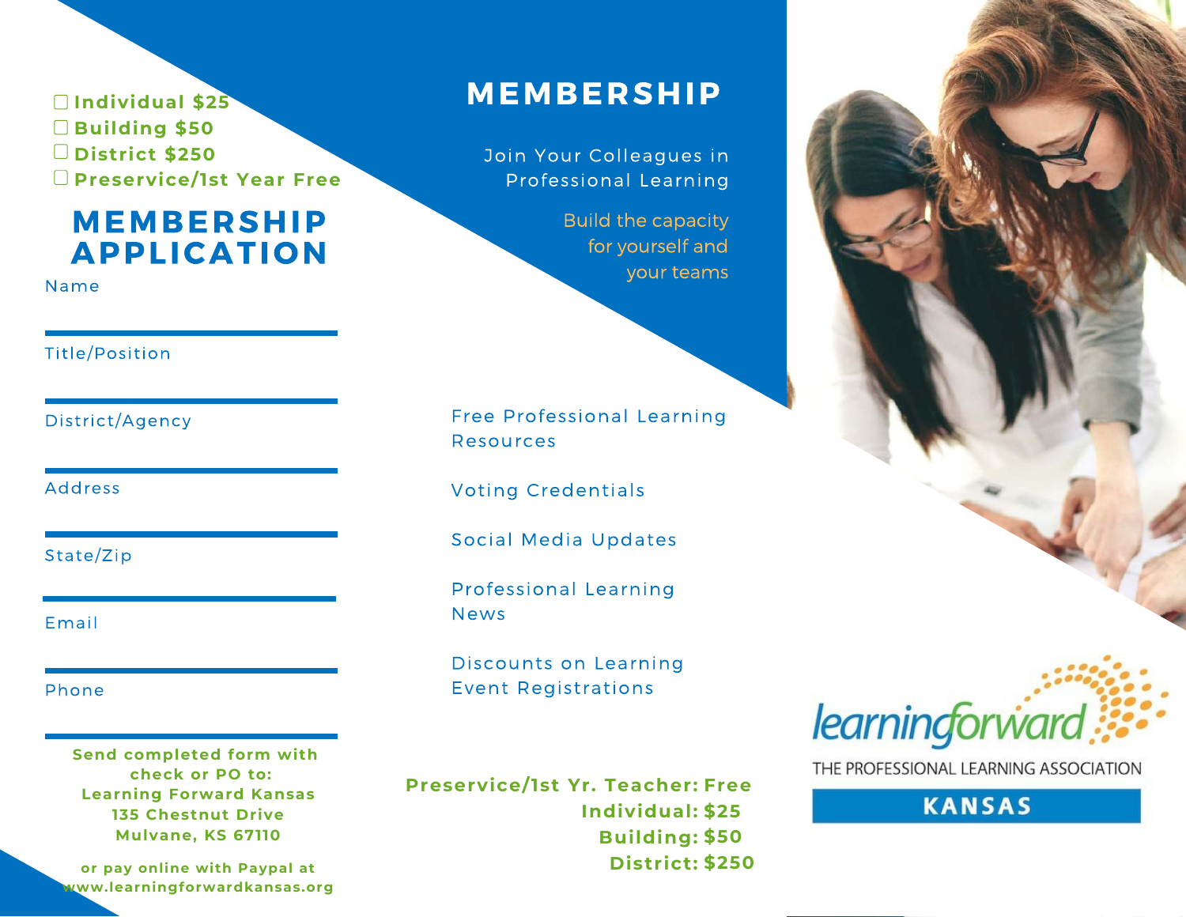- ☐ Individual $25
- ☐ Building $50
- ☐ District $250
- ☐ Preservice/1st Year Free

## MEMBERSHIP APPLICATION

Name

---

Title/Position

---

District/Agency

---

Address

---

State/Zip

---

Email

---

Phone

---

**Send completed form with check or PO to:**
**Learning Forward Kansas**
**135 Chestnut Drive**
**Mulvane, KS 67110**

**or pay online with Paypal at www.learningforwardkansas.org**

# MEMBERSHIP

Join Your Colleagues in Professional Learning

Build the capacity for yourself and your teams

Free Professional Learning Resources

Voting Credentials

Social Media Updates

Professional Learning News

Discounts on Learning Event Registrations

**Preservice/1st Yr. Teacher: Free**
**Individual: $25**
**Building: $50**
**District: $250**

learningforward
THE PROFESSIONAL LEARNING ASSOCIATION
KANSAS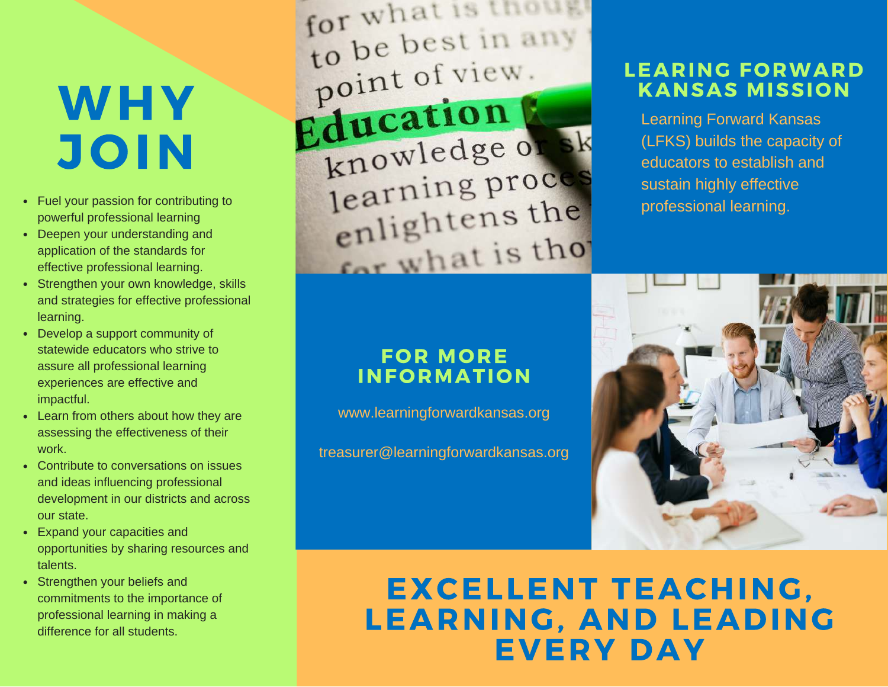# WHY JOIN

- Fuel your passion for contributing to powerful professional learning
- Deepen your understanding and application of the standards for effective professional learning.
- Strengthen your own knowledge, skills and strategies for effective professional learning.
- Develop a support community of statewide educators who strive to assure all professional learning experiences are effective and impactful.
- Learn from others about how they are assessing the effectiveness of their work.
- Contribute to conversations on issues and ideas influencing professional development in our districts and across our state.
- Expand your capacities and opportunities by sharing resources and talents.
- Strengthen your beliefs and commitments to the importance of professional learning in making a difference for all students.

## LEARING FORWARD KANSAS MISSION

Learning Forward Kansas (LFKS) builds the capacity of educators to establish and sustain highly effective professional learning.

## FOR MORE INFORMATION

www.learningforwardkansas.org

treasurer@learningforwardkansas.org

# EXCELLENT TEACHING, LEARNING, AND LEADING EVERY DAY